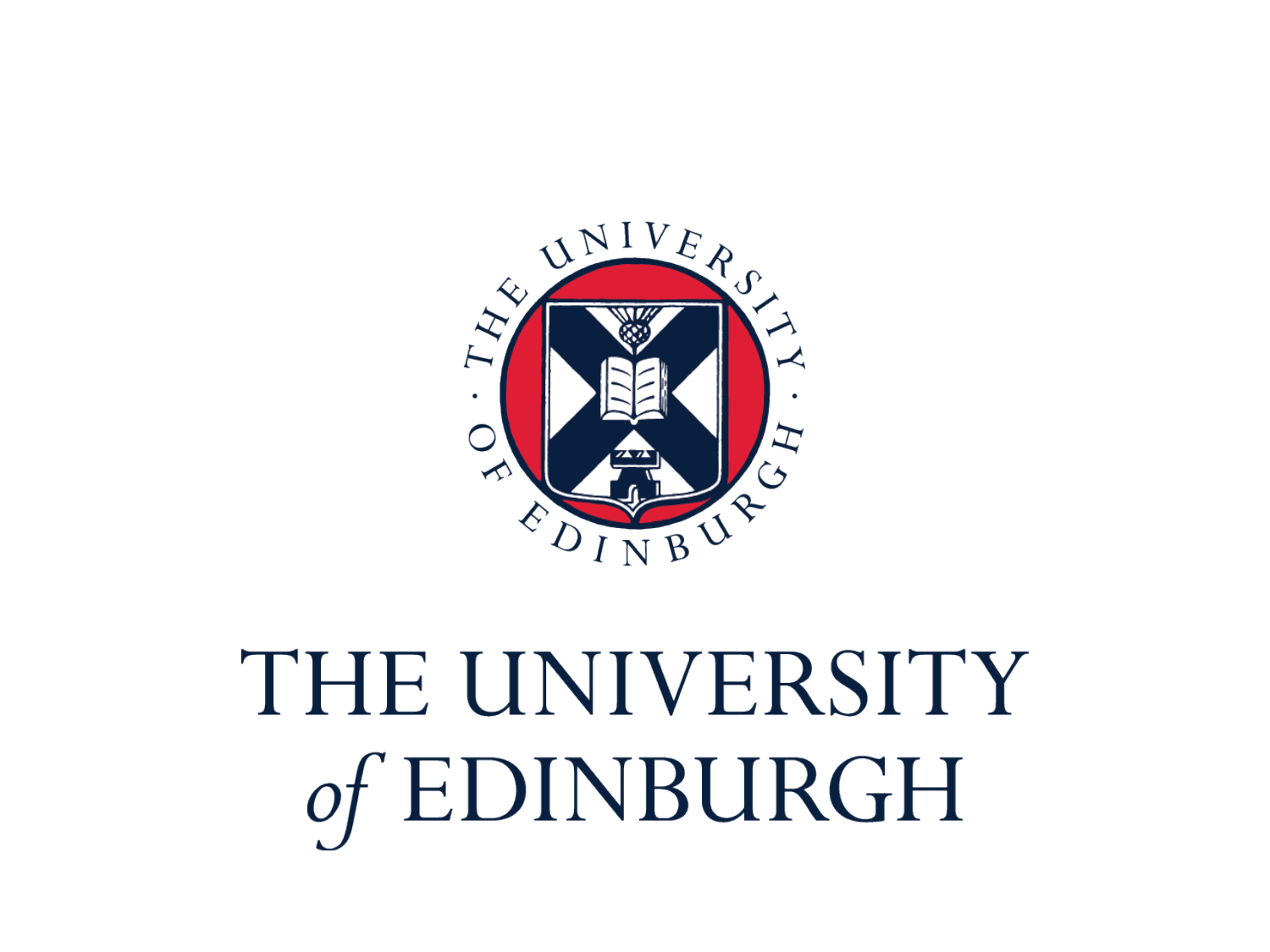THE UNIVERSITY
*of* EDINBURGH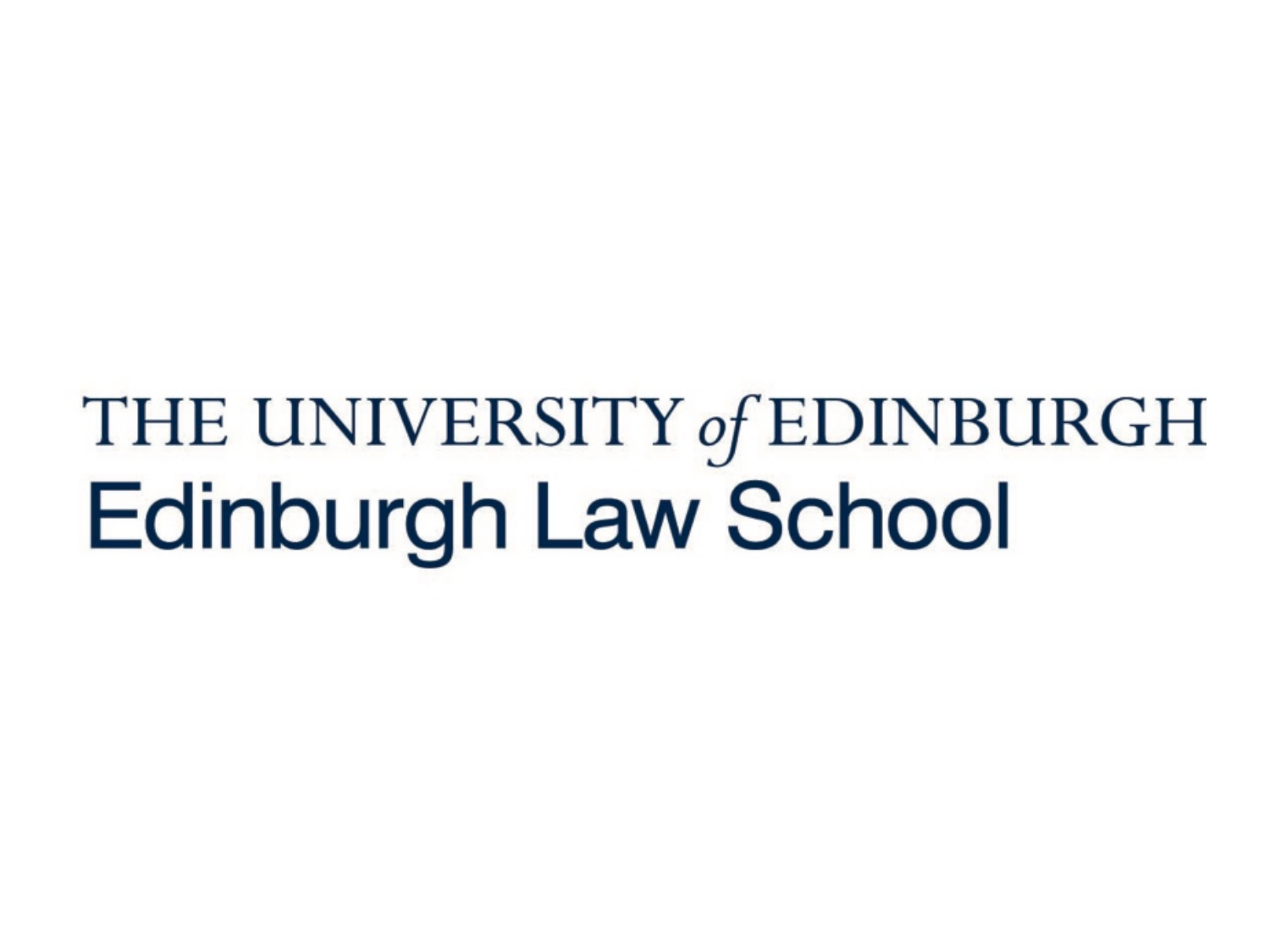THE UNIVERSITY *of* EDINBURGH

Edinburgh Law School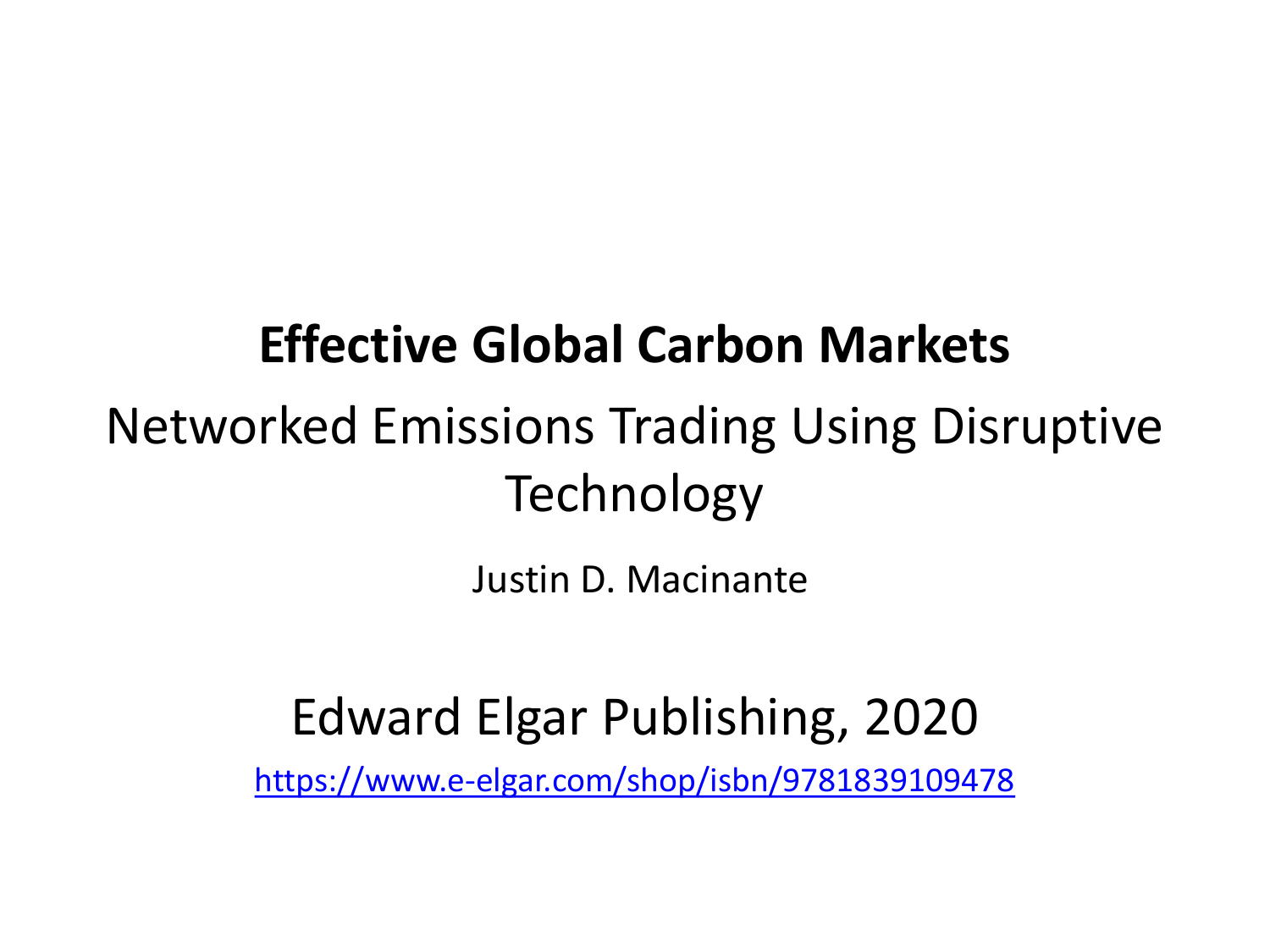# Effective Global Carbon Markets

## Networked Emissions Trading Using Disruptive Technology

Justin D. Macinante

Edward Elgar Publishing, 2020

https://www.e-elgar.com/shop/isbn/9781839109478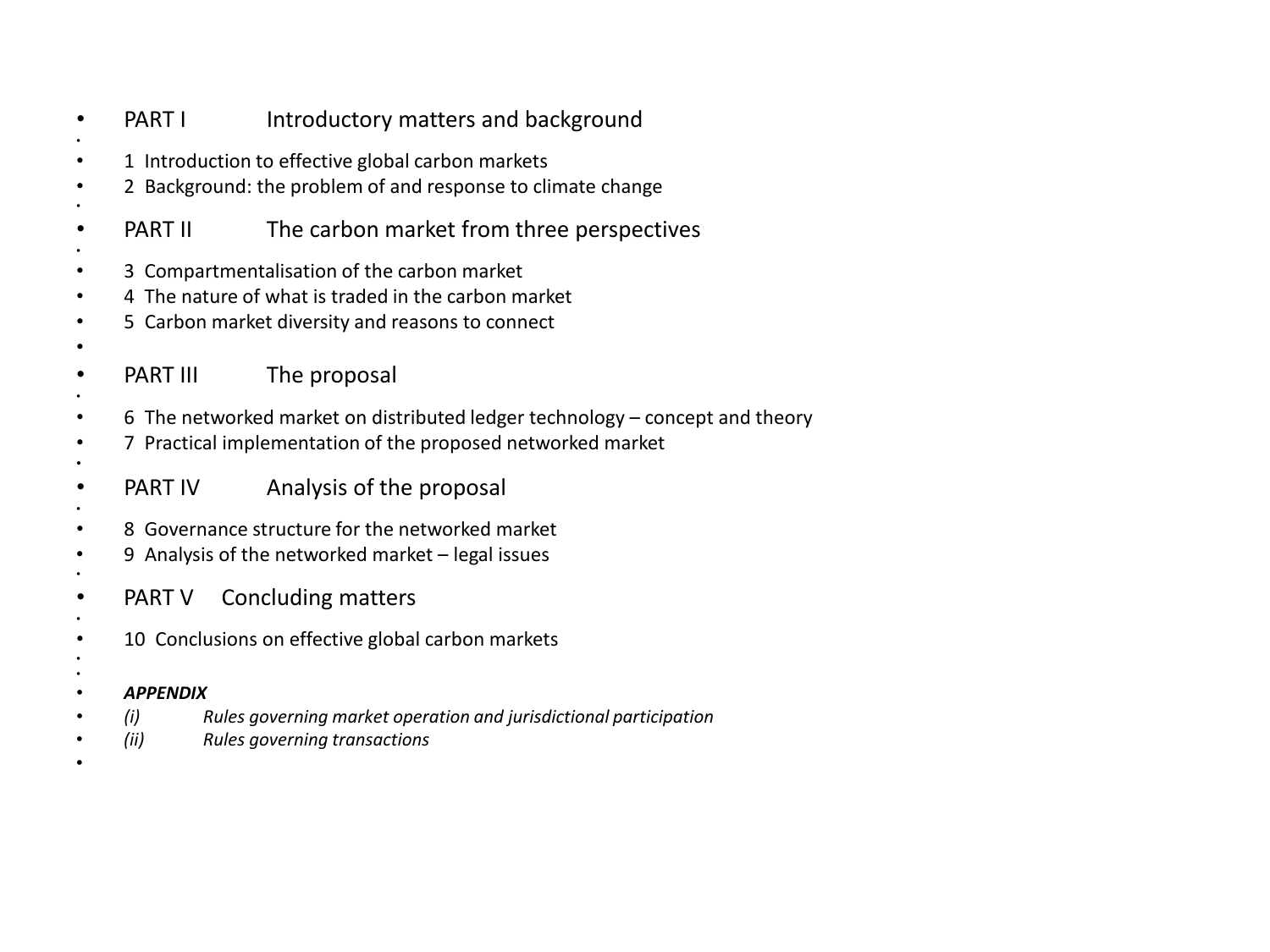- PART I Introductory matters and background
- 1 Introduction to effective global carbon markets
- 2 Background: the problem of and response to climate change
- PART II The carbon market from three perspectives
- 3 Compartmentalisation of the carbon market
- 4 The nature of what is traded in the carbon market
- 5 Carbon market diversity and reasons to connect
- PART III The proposal
- 6 The networked market on distributed ledger technology – concept and theory
- 7 Practical implementation of the proposed networked market
- PART IV Analysis of the proposal
- 8 Governance structure for the networked market
- 9 Analysis of the networked market – legal issues
- PART V Concluding matters
- 10 Conclusions on effective global carbon markets
- ***APPENDIX***
- *(i) Rules governing market operation and jurisdictional participation*
- *(ii) Rules governing transactions*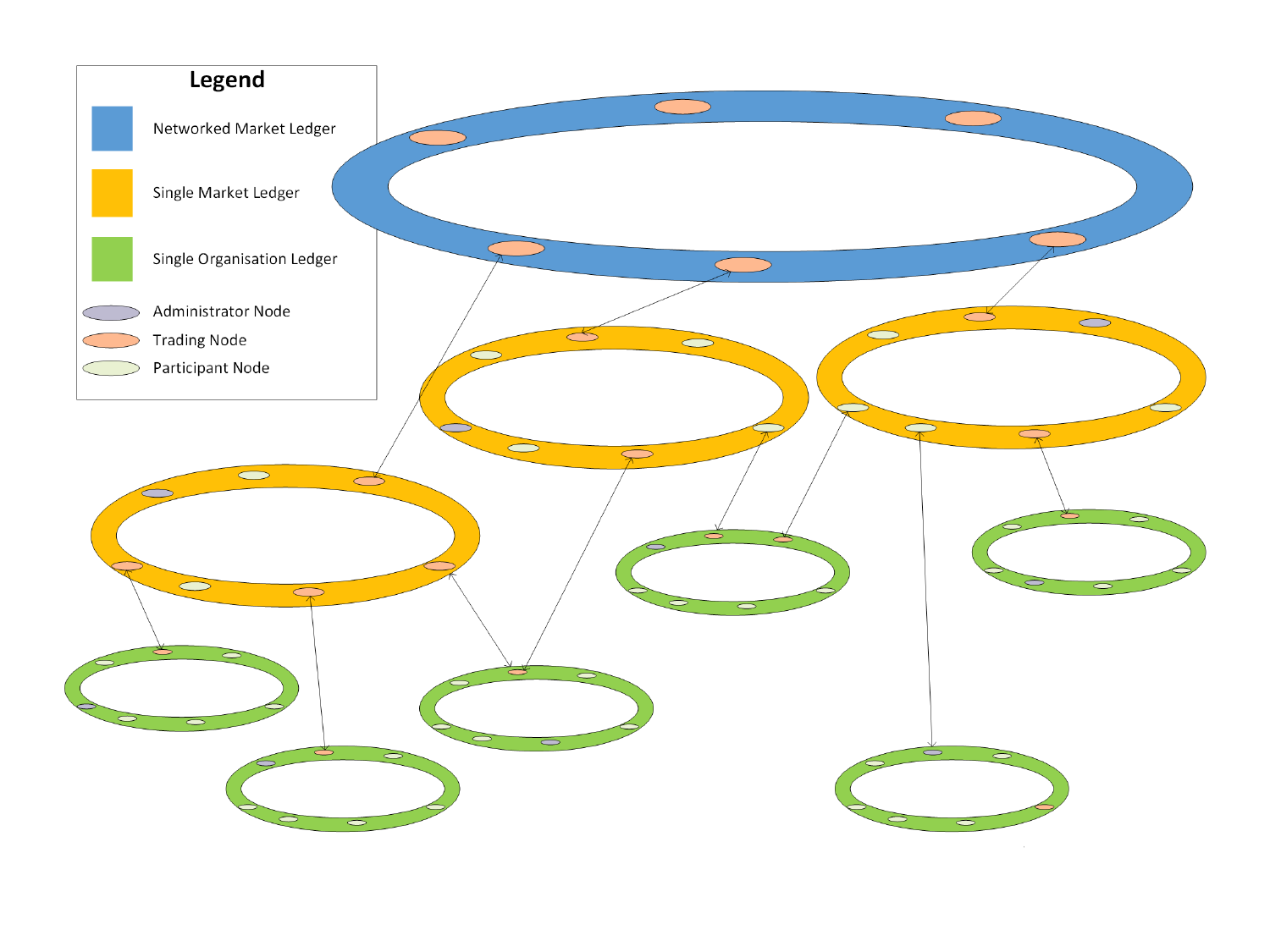**Legend**

- Networked Market Ledger
- Single Market Ledger
- Single Organisation Ledger
- Administrator Node
- Trading Node
- Participant Node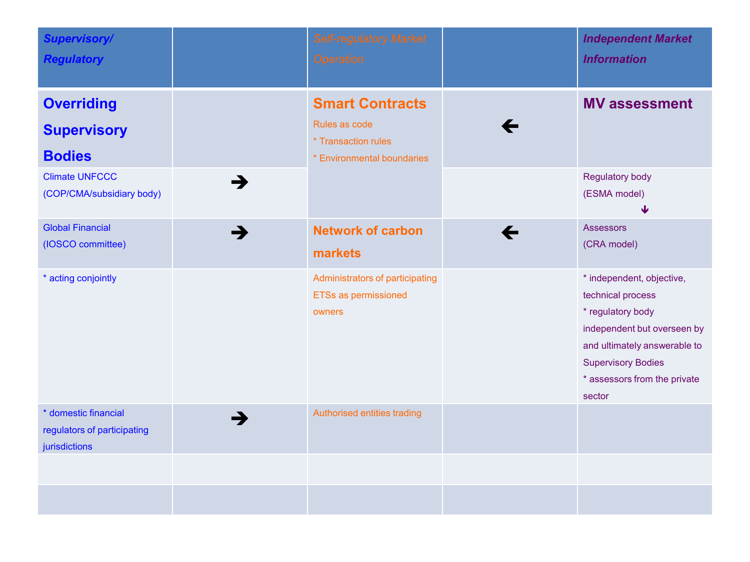| *Supervisory/ Regulatory* | | *Self-regulatory Market Operation* | | *Independent Market Information* |
|---|---|---|---|---|
| **Overriding Supervisory Bodies** | | **Smart Contracts**<br>Rules as code<br>* Transaction rules<br>* Environmental boundaries | ← | **MV assessment** |
| Climate UNFCCC (COP/CMA/subsidiary body) | → | | | Regulatory body (ESMA model)<br>↓ |
| Global Financial (IOSCO committee) | → | **Network of carbon markets** | ← | Assessors (CRA model) |
| * acting conjointly | | Administrators of participating ETSs as permissioned owners | | * independent, objective, technical process<br>* regulatory body independent but overseen by and ultimately answerable to Supervisory Bodies<br>* assessors from the private sector |
| * domestic financial regulators of participating jurisdictions | → | Authorised entities trading | | |
| | | | | |
| | | | | |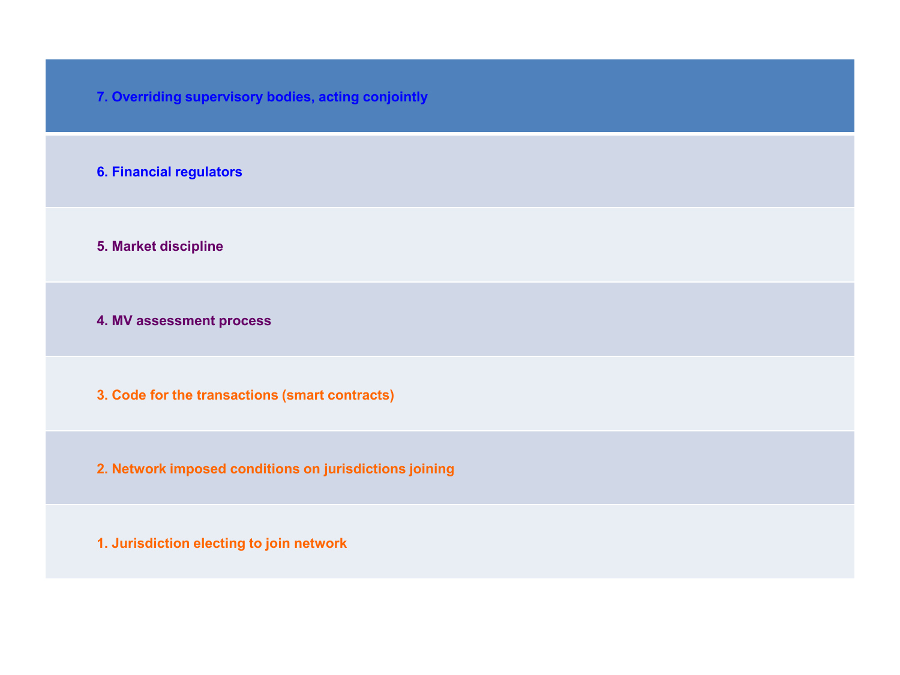7. Overriding supervisory bodies, acting conjointly

6. Financial regulators

5. Market discipline

4. MV assessment process

3. Code for the transactions (smart contracts)

2. Network imposed conditions on jurisdictions joining

1. Jurisdiction electing to join network